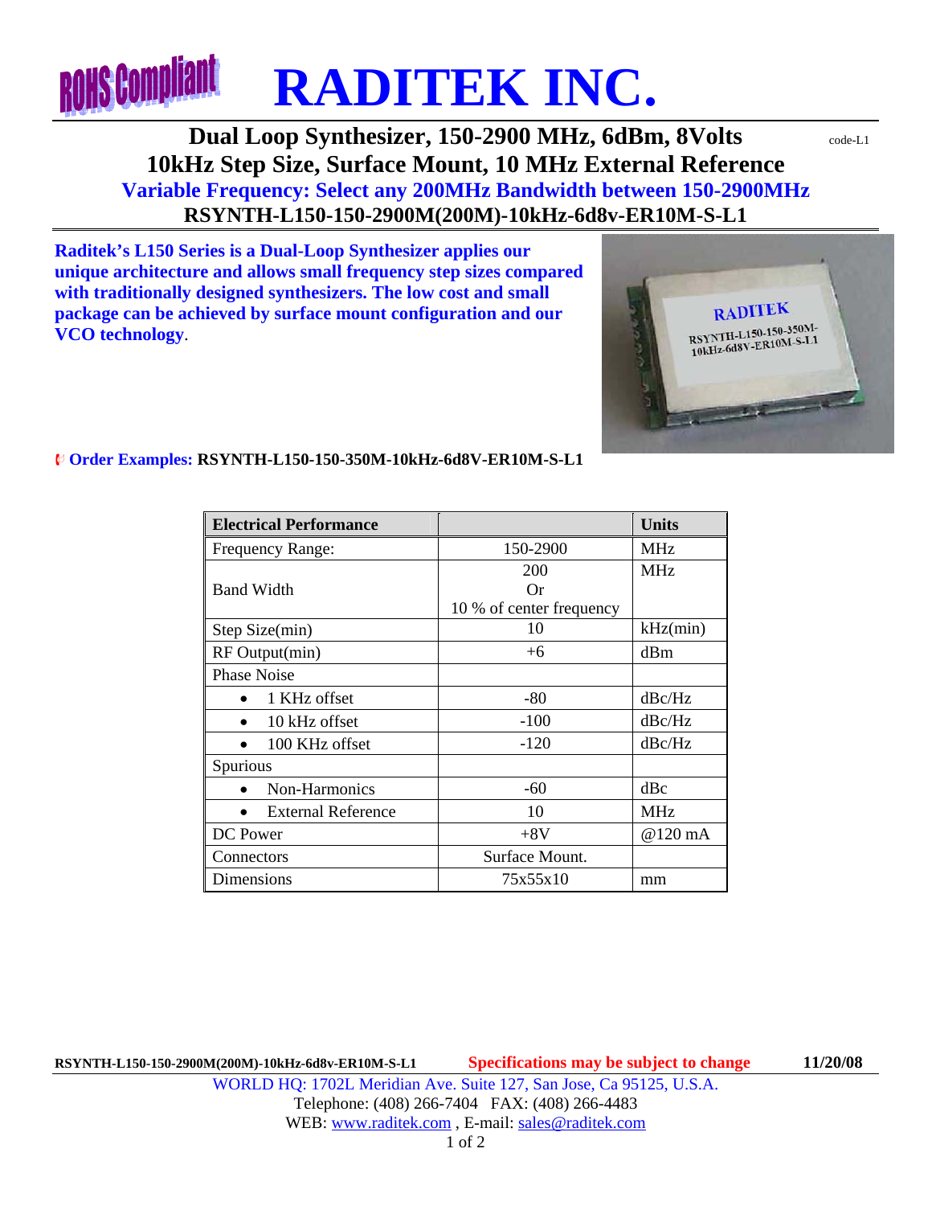RoHS Compliant

# RADITEK INC.

## Dual Loop Synthesizer, 150-2900 MHz, 6dBm, 8Volts
## 10kHz Step Size, Surface Mount, 10 MHz External Reference

code-L1

### Variable Frequency: Select any 200MHz Bandwidth between 150-2900MHz

### RSYNTH-L150-150-2900M(200M)-10kHz-6d8v-ER10M-S-L1

**Raditek's L150 Series is a Dual-Loop Synthesizer applies our unique architecture and allows small frequency step sizes compared with traditionally designed synthesizers. The low cost and small package can be achieved by surface mount configuration and our VCO technology**.

- **Order Examples: RSYNTH-L150-150-350M-10kHz-6d8V-ER10M-S-L1**

| Electrical Performance | | Units |
|---|---|---|
| Frequency Range: | 150-2900 | MHz |
| Band Width | 200<br>Or<br>10 % of center frequency | MHz |
| Step Size(min) | 10 | kHz(min) |
| RF Output(min) | +6 | dBm |
| Phase Noise | | |
| • 1 KHz offset | -80 | dBc/Hz |
| • 10 kHz offset | -100 | dBc/Hz |
| • 100 KHz offset | -120 | dBc/Hz |
| Spurious | | |
| • Non-Harmonics | -60 | dBc |
| • External Reference | 10 | MHz |
| DC Power | +8V | @120 mA |
| Connectors | Surface Mount. | |
| Dimensions | 75x55x10 | mm |

RSYNTH-L150-150-2900M(200M)-10kHz-6d8v-ER10M-S-L1 Specifications may be subject to change 11/20/08

WORLD HQ: 1702L Meridian Ave. Suite 127, San Jose, Ca 95125, U.S.A.
Telephone: (408) 266-7404 FAX: (408) 266-4483
WEB: www.raditek.com , E-mail: sales@raditek.com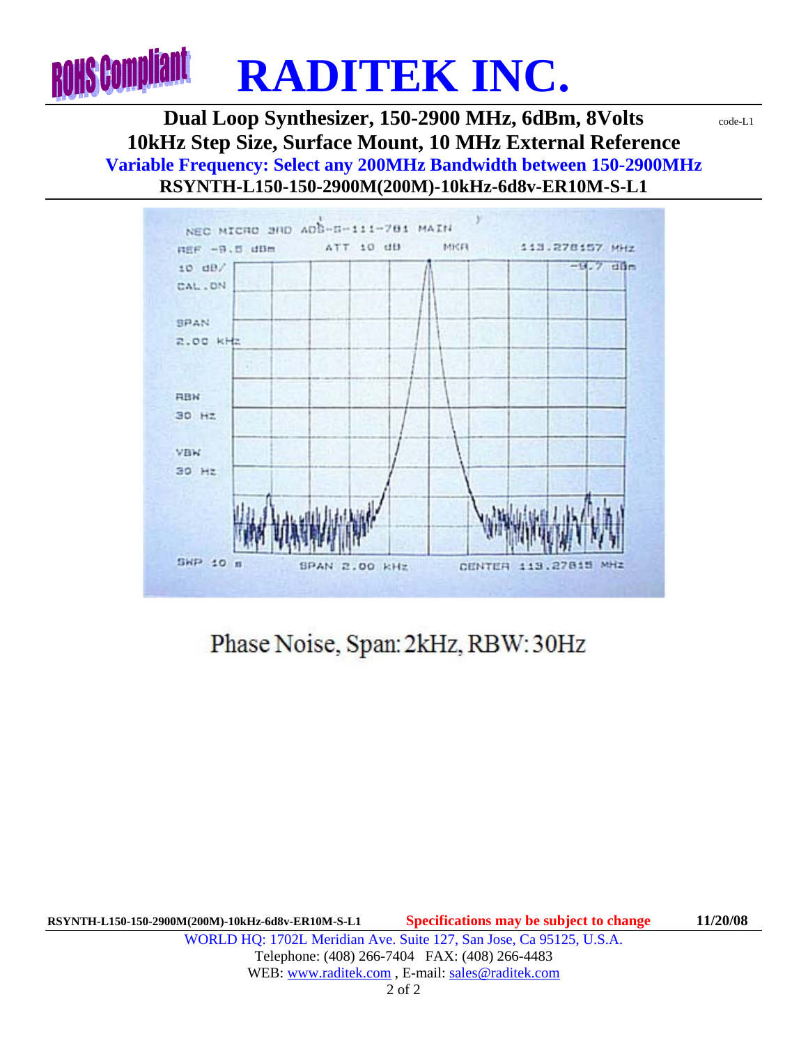**ROHS Compliant**

# RADITEK INC.

## Dual Loop Synthesizer, 150-2900 MHz, 6dBm, 8Volts

code-L1

## 10kHz Step Size, Surface Mount, 10 MHz External Reference

### Variable Frequency: Select any 200MHz Bandwidth between 150-2900MHz

### RSYNTH-L150-150-2900M(200M)-10kHz-6d8v-ER10M-S-L1

NEC MICRO 3RD ADS-S-111-781 MAIN

REF -9.5 dBm ATT 10 dB MKR 113.278157 MHz

10 dB/ -9.7 dBm

CAL.ON

SPAN

2.00 kHz

RBW

30 Hz

VBW

30 Hz

SWP 10 s SPAN 2.00 kHz CENTER 113.27815 MHz

Phase Noise, Span: 2kHz, RBW: 30Hz

RSYNTH-L150-150-2900M(200M)-10kHz-6d8v-ER10M-S-L1 **Specifications may be subject to change** 11/20/08

WORLD HQ: 1702L Meridian Ave. Suite 127, San Jose, Ca 95125, U.S.A.

Telephone: (408) 266-7404 FAX: (408) 266-4483

WEB: www.raditek.com , E-mail: sales@raditek.com